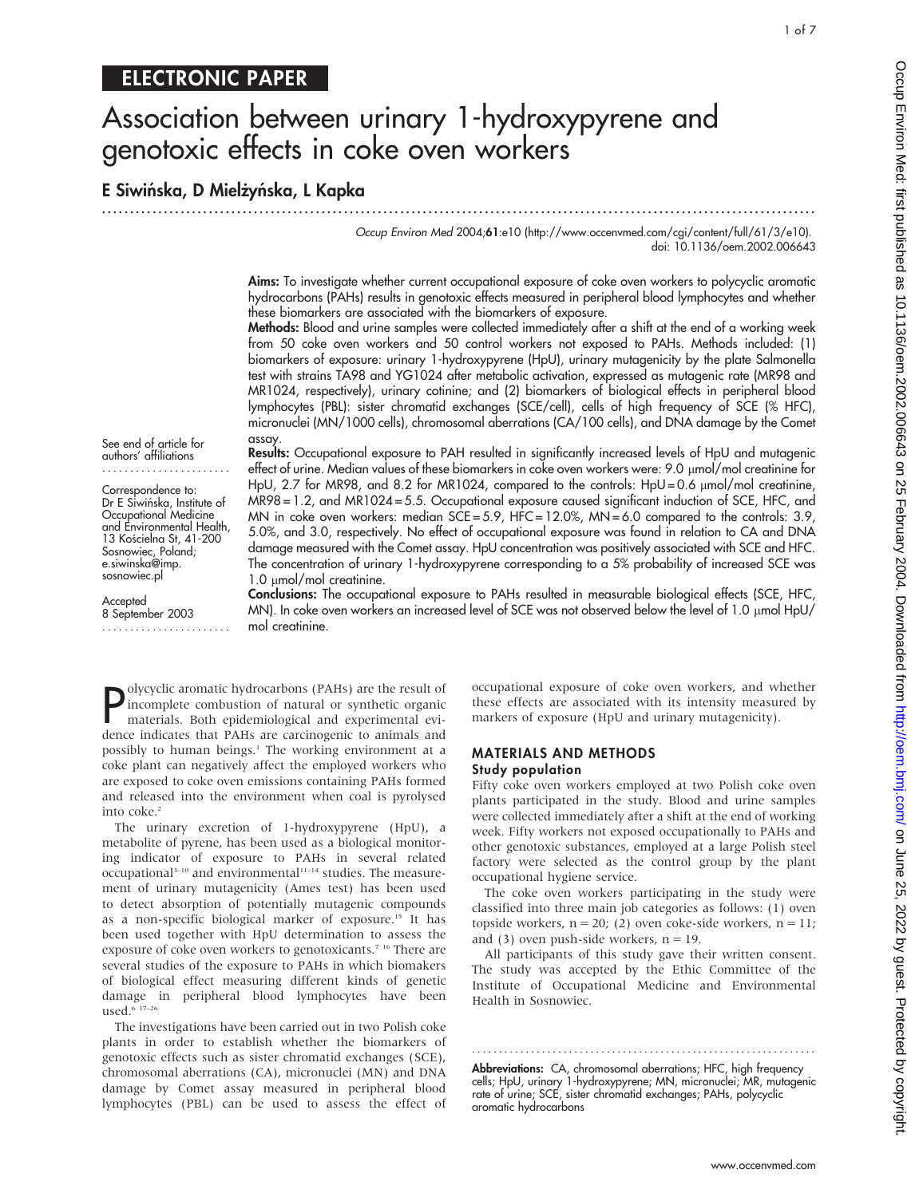ELECTRONIC PAPER

# Association between urinary 1-hydroxypyrene and genotoxic effects in coke oven workers

**E Siwińska, D Mielżyńska, L Kapka**

*Occup Environ Med* 2004;**61**:e10 (http://www.occenvmed.com/cgi/content/full/61/3/e10). doi: 10.1136/oem.2002.006643

**Aims:** To investigate whether current occupational exposure of coke oven workers to polycyclic aromatic hydrocarbons (PAHs) results in genotoxic effects measured in peripheral blood lymphocytes and whether these biomarkers are associated with the biomarkers of exposure.

**Methods:** Blood and urine samples were collected immediately after a shift at the end of a working week from 50 coke oven workers and 50 control workers not exposed to PAHs. Methods included: (1) biomarkers of exposure: urinary 1-hydroxypyrene (HpU), urinary mutagenicity by the plate Salmonella test with strains TA98 and YG1024 after metabolic activation, expressed as mutagenic rate (MR98 and MR1024, respectively), urinary cotinine; and (2) biomarkers of biological effects in peripheral blood lymphocytes (PBL): sister chromatid exchanges (SCE/cell), cells of high frequency of SCE (% HFC), micronuclei (MN/1000 cells), chromosomal aberrations (CA/100 cells), and DNA damage by the Comet assay.

**Results:** Occupational exposure to PAH resulted in significantly increased levels of HpU and mutagenic effect of urine. Median values of these biomarkers in coke oven workers were: 9.0 µmol/mol creatinine for HpU, 2.7 for MR98, and 8.2 for MR1024, compared to the controls: HpU = 0.6 µmol/mol creatinine, MR98 = 1.2, and MR1024 = 5.5. Occupational exposure caused significant induction of SCE, HFC, and MN in coke oven workers: median SCE = 5.9, HFC = 12.0%, MN = 6.0 compared to the controls: 3.9, 5.0%, and 3.0, respectively. No effect of occupational exposure was found in relation to CA and DNA damage measured with the Comet assay. HpU concentration was positively associated with SCE and HFC. The concentration of urinary 1-hydroxypyrene corresponding to a 5% probability of increased SCE was 1.0 µmol/mol creatinine.

**Conclusions:** The occupational exposure to PAHs resulted in measurable biological effects (SCE, HFC, MN). In coke oven workers an increased level of SCE was not observed below the level of 1.0 µmol HpU/mol creatinine.

See end of article for authors' affiliations

Correspondence to: Dr E Siwińska, Institute of Occupational Medicine and Environmental Health, 13 Kościelna St, 41-200 Sosnowiec, Poland; e.siwinska@imp.sosnowiec.pl

Accepted 8 September 2003

Polycyclic aromatic hydrocarbons (PAHs) are the result of incomplete combustion of natural or synthetic organic materials. Both epidemiological and experimental evidence indicates that PAHs are carcinogenic to animals and possibly to human beings.[1] The working environment at a coke plant can negatively affect the employed workers who are exposed to coke oven emissions containing PAHs formed and released into the environment when coal is pyrolysed into coke.[2]

The urinary excretion of 1-hydroxypyrene (HpU), a metabolite of pyrene, has been used as a biological monitoring indicator of exposure to PAHs in several related occupational[3–10] and environmental[11–14] studies. The measurement of urinary mutagenicity (Ames test) has been used to detect absorption of potentially mutagenic compounds as a non-specific biological marker of exposure.[15] It has been used together with HpU determination to assess the exposure of coke oven workers to genotoxicants.[7,16] There are several studies of the exposure to PAHs in which biomarkers of biological effect measuring different kinds of genetic damage in peripheral blood lymphocytes have been used.[6,17–26]

The investigations have been carried out in two Polish coke plants in order to establish whether the biomarkers of genotoxic effects such as sister chromatid exchanges (SCE), chromosomal aberrations (CA), micronuclei (MN) and DNA damage by Comet assay measured in peripheral blood lymphocytes (PBL) can be used to assess the effect of occupational exposure of coke oven workers, and whether these effects are associated with its intensity measured by markers of exposure (HpU and urinary mutagenicity).

## MATERIALS AND METHODS

### Study population

Fifty coke oven workers employed at two Polish coke oven plants participated in the study. Blood and urine samples were collected immediately after a shift at the end of working week. Fifty workers not exposed occupationally to PAHs and other genotoxic substances, employed at a large Polish steel factory were selected as the control group by the plant occupational hygiene service.

The coke oven workers participating in the study were classified into three main job categories as follows: (1) oven topside workers, n = 20; (2) oven coke-side workers, n = 11; and (3) oven push-side workers, n = 19.

All participants of this study gave their written consent. The study was accepted by the Ethic Committee of the Institute of Occupational Medicine and Environmental Health in Sosnowiec.

**Abbreviations:** CA, chromosomal aberrations; HFC, high frequency cells; HpU, urinary 1-hydroxypyrene; MN, micronuclei; MR, mutagenic rate of urine; SCE, sister chromatid exchanges; PAHs, polycyclic aromatic hydrocarbons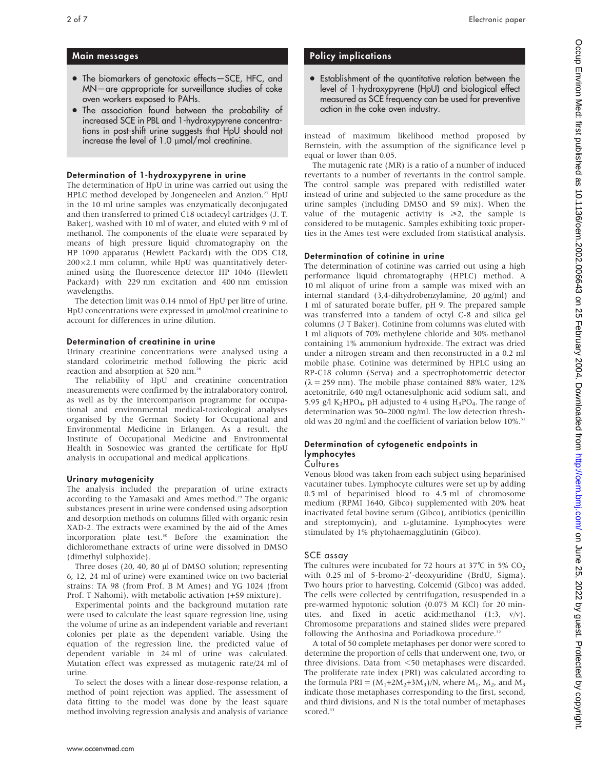## Main messages

- The biomarkers of genotoxic effects—SCE, HFC, and MN—are appropriate for surveillance studies of coke oven workers exposed to PAHs.
- The association found between the probability of increased SCE in PBL and 1-hydroxypyrene concentrations in post-shift urine suggests that HpU should not increase the level of 1.0 μmol/mol creatinine.

## Policy implications

- Establishment of the quantitative relation between the level of 1-hydroxypyrene (HpU) and biological effect measured as SCE frequency can be used for preventive action in the coke oven industry.

### Determination of 1-hydroxypyrene in urine

The determination of HpU in urine was carried out using the HPLC method developed by Jongeneelen and Anzion.[27] HpU in the 10 ml urine samples was enzymatically deconjugated and then transferred to primed C18 octadecyl cartridges (J. T. Baker), washed with 10 ml of water, and eluted with 9 ml of methanol. The components of the eluate were separated by means of high pressure liquid chromatography on the HP 1090 apparatus (Hewlett Packard) with the ODS C18, 200×2.1 mm column, while HpU was quantitatively determined using the fluorescence detector HP 1046 (Hewlett Packard) with 229 nm excitation and 400 nm emission wavelengths.

The detection limit was 0.14 nmol of HpU per litre of urine. HpU concentrations were expressed in μmol/mol creatinine to account for differences in urine dilution.

### Determination of creatinine in urine

Urinary creatinine concentrations were analysed using a standard colorimetric method following the picric acid reaction and absorption at 520 nm.[28]

The reliability of HpU and creatinine concentration measurements were confirmed by the intralaboratory control, as well as by the intercomparison programme for occupational and environmental medical-toxicological analyses organised by the German Society for Occupational and Environmental Medicine in Erlangen. As a result, the Institute of Occupational Medicine and Environmental Health in Sosnowiec was granted the certificate for HpU analysis in occupational and medical applications.

### Urinary mutagenicity

The analysis included the preparation of urine extracts according to the Yamasaki and Ames method.[29] The organic substances present in urine were condensed using adsorption and desorption methods on columns filled with organic resin XAD-2. The extracts were examined by the aid of the Ames incorporation plate test.[30] Before the examination the dichloromethane extracts of urine were dissolved in DMSO (dimethyl sulphoxide).

Three doses (20, 40, 80 μl of DMSO solution; representing 6, 12, 24 ml of urine) were examined twice on two bacterial strains: TA 98 (from Prof. B M Ames) and YG 1024 (from Prof. T Nahomi), with metabolic activation (+S9 mixture).

Experimental points and the background mutation rate were used to calculate the least square regression line, using the volume of urine as an independent variable and revertant colonies per plate as the dependent variable. Using the equation of the regression line, the predicted value of dependent variable in 24 ml of urine was calculated. Mutation effect was expressed as mutagenic rate/24 ml of urine.

To select the doses with a linear dose-response relation, a method of point rejection was applied. The assessment of data fitting to the model was done by the least square method involving regression analysis and analysis of variance instead of maximum likelihood method proposed by Bernstein, with the assumption of the significance level p equal or lower than 0.05.

The mutagenic rate (MR) is a ratio of a number of induced revertants to a number of revertants in the control sample. The control sample was prepared with redistilled water instead of urine and subjected to the same procedure as the urine samples (including DMSO and S9 mix). When the value of the mutagenic activity is ≥2, the sample is considered to be mutagenic. Samples exhibiting toxic properties in the Ames test were excluded from statistical analysis.

### Determination of cotinine in urine

The determination of cotinine was carried out using a high performance liquid chromatography (HPLC) method. A 10 ml aliquot of urine from a sample was mixed with an internal standard (3,4-dihydrobenzylamine, 20 μg/ml) and 1 ml of saturated borate buffer, pH 9. The prepared sample was transferred into a tandem of octyl C-8 and silica gel columns (J T Baker). Cotinine from columns was eluted with 1 ml aliquots of 70% methylene chloride and 30% methanol containing 1% ammonium hydroxide. The extract was dried under a nitrogen stream and then reconstructed in a 0.2 ml mobile phase. Cotinine was determined by HPLC using an RP-C18 column (Serva) and a spectrophotometric detector ($\lambda = 259$ nm). The mobile phase contained 88% water, 12% acetonitrile, 640 mg/l octanesulphonic acid sodium salt, and 5.95 g/l $K_2HPO_4$, pH adjusted to 4 using $H_3PO_4$. The range of determination was 50–2000 ng/ml. The low detection threshold was 20 ng/ml and the coefficient of variation below 10%.[31]

### Determination of cytogenetic endpoints in lymphocytes

#### Cultures

Venous blood was taken from each subject using heparinised vacutainer tubes. Lymphocyte cultures were set up by adding 0.5 ml of heparinised blood to 4.5 ml of chromosome medium (RPMI 1640, Gibco) supplemented with 20% heat inactivated fetal bovine serum (Gibco), antibiotics (penicillin and streptomycin), and L-glutamine. Lymphocytes were stimulated by 1% phytohaemagglutinin (Gibco).

#### SCE assay

The cultures were incubated for 72 hours at 37°C in 5% $CO_2$ with 0.25 ml of 5-bromo-2'-deoxyuridine (BrdU, Sigma). Two hours prior to harvesting, Colcemid (Gibco) was added. The cells were collected by centrifugation, resuspended in a pre-warmed hypotonic solution (0.075 M KCl) for 20 minutes, and fixed in acetic acid:methanol (1:3, v/v). Chromosome preparations and stained slides were prepared following the Anthosina and Poriadkowa procedure.[32]

A total of 50 complete metaphases per donor were scored to determine the proportion of cells that underwent one, two, or three divisions. Data from <50 metaphases were discarded. The proliferate rate index (PRI) was calculated according to the formula $PRI = (M_1+2M_2+3M_3)/N$, where $M_1$, $M_2$, and $M_3$ indicate those metaphases corresponding to the first, second, and third divisions, and N is the total number of metaphases scored.[33]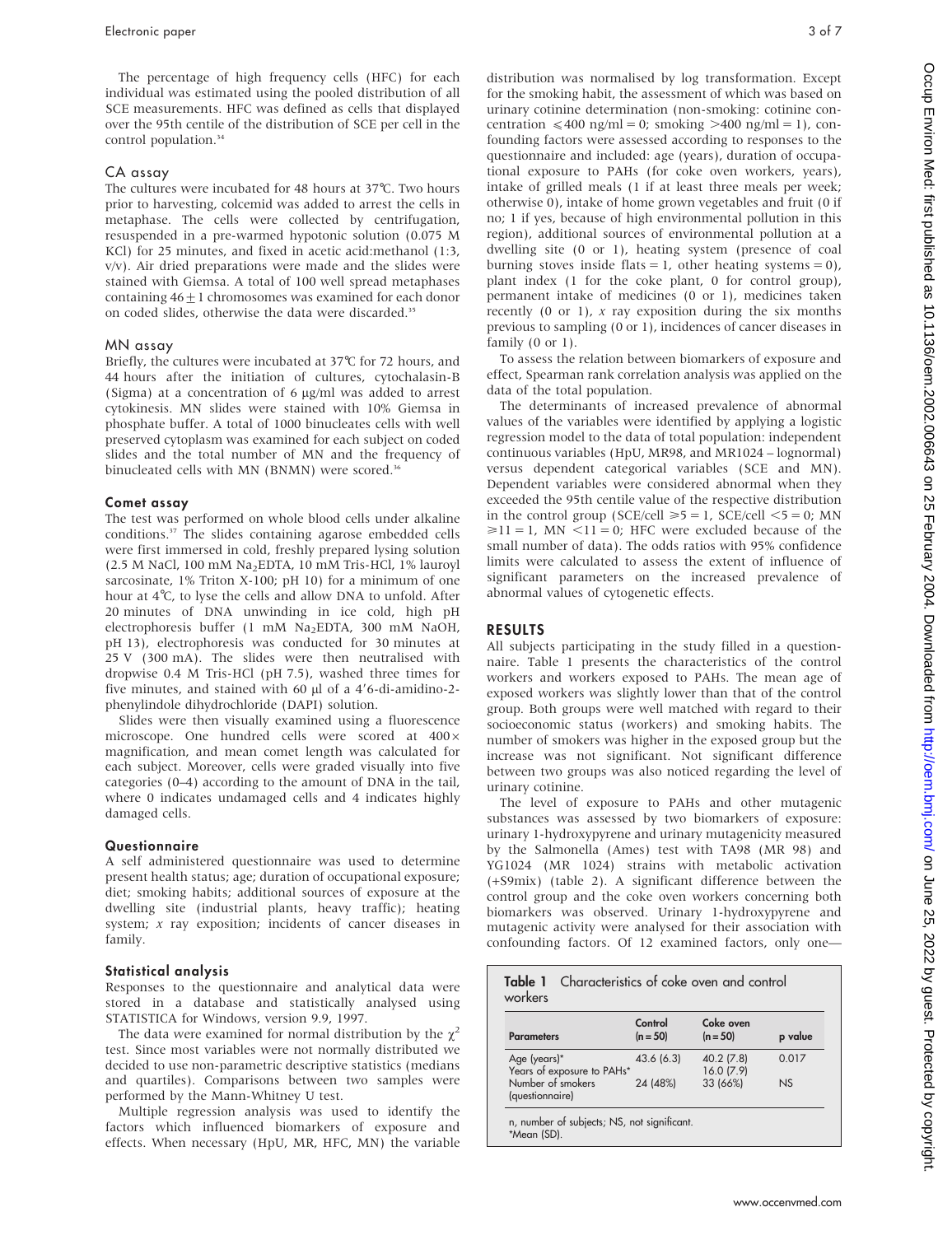The percentage of high frequency cells (HFC) for each individual was estimated using the pooled distribution of all SCE measurements. HFC was defined as cells that displayed over the 95th centile of the distribution of SCE per cell in the control population.[34]

## CA assay

The cultures were incubated for 48 hours at 37°C. Two hours prior to harvesting, colcemid was added to arrest the cells in metaphase. The cells were collected by centrifugation, resuspended in a pre-warmed hypotonic solution (0.075 M KCl) for 25 minutes, and fixed in acetic acid:methanol (1:3, v/v). Air dried preparations were made and the slides were stained with Giemsa. A total of 100 well spread metaphases containing $46 \pm 1$ chromosomes was examined for each donor on coded slides, otherwise the data were discarded.[35]

## MN assay

Briefly, the cultures were incubated at 37°C for 72 hours, and 44 hours after the initiation of cultures, cytochalasin-B (Sigma) at a concentration of 6 µg/ml was added to arrest cytokinesis. MN slides were stained with 10% Giemsa in phosphate buffer. A total of 1000 binucleate cells with well preserved cytoplasm was examined for each subject on coded slides and the total number of MN and the frequency of binucleated cells with MN (BNMN) were scored.[36]

### Comet assay

The test was performed on whole blood cells under alkaline conditions.[37] The slides containing agarose embedded cells were first immersed in cold, freshly prepared lysing solution (2.5 M NaCl, 100 mM $Na_2EDTA$, 10 mM Tris-HCl, 1% lauroyl sarcosinate, 1% Triton X-100; pH 10) for a minimum of one hour at 4°C, to lyse the cells and allow DNA to unfold. After 20 minutes of DNA unwinding in ice cold, high pH electrophoresis buffer (1 mM $Na_2EDTA$, 300 mM NaOH, pH 13), electrophoresis was conducted for 30 minutes at 25 V (300 mA). The slides were then neutralised with dropwise 0.4 M Tris-HCl (pH 7.5), washed three times for five minutes, and stained with 60 µl of a 4′6-di-amidino-2-phenylindole dihydrochloride (DAPI) solution.

Slides were then visually examined using a fluorescence microscope. One hundred cells were scored at 400× magnification, and mean comet length was calculated for each subject. Moreover, cells were graded visually into five categories (0–4) according to the amount of DNA in the tail, where 0 indicates undamaged cells and 4 indicates highly damaged cells.

### Questionnaire

A self administered questionnaire was used to determine present health status; age; duration of occupational exposure; diet; smoking habits; additional sources of exposure at the dwelling site (industrial plants, heavy traffic); heating system; *x* ray exposition; incidents of cancer diseases in family.

### Statistical analysis

Responses to the questionnaire and analytical data were stored in a database and statistically analysed using STATISTICA for Windows, version 9.9, 1997.

The data were examined for normal distribution by the $\chi^2$ test. Since most variables were not normally distributed we decided to use non-parametric descriptive statistics (medians and quartiles). Comparisons between two samples were performed by the Mann-Whitney U test.

Multiple regression analysis was used to identify the factors which influenced biomarkers of exposure and effects. When necessary (HpU, MR, HFC, MN) the variable distribution was normalised by log transformation. Except for the smoking habit, the assessment of which was based on urinary cotinine determination (non-smoking: cotinine concentration $\leqslant 400$ ng/ml = 0; smoking $>400$ ng/ml = 1), confounding factors were assessed according to responses to the questionnaire and included: age (years), duration of occupational exposure to PAHs (for coke oven workers, years), intake of grilled meals (1 if at least three meals per week; otherwise 0), intake of home grown vegetables and fruit (0 if no; 1 if yes, because of high environmental pollution in this region), additional sources of environmental pollution at a dwelling site (0 or 1), heating system (presence of coal burning stoves inside flats = 1, other heating systems = 0), plant index (1 for the coke plant, 0 for control group), permanent intake of medicines (0 or 1), medicines taken recently (0 or 1), *x* ray exposition during the six months previous to sampling (0 or 1), incidences of cancer diseases in family (0 or 1).

To assess the relation between biomarkers of exposure and effect, Spearman rank correlation analysis was applied on the data of the total population.

The determinants of increased prevalence of abnormal values of the variables were identified by applying a logistic regression model to the data of total population: independent continuous variables (HpU, MR98, and MR1024 – lognormal) versus dependent categorical variables (SCE and MN). Dependent variables were considered abnormal when they exceeded the 95th centile value of the respective distribution in the control group (SCE/cell $\geqslant 5 = 1$, SCE/cell $<5 = 0$; MN $\geqslant 11 = 1$, MN $<11 = 0$; HFC were excluded because of the small number of data). The odds ratios with 95% confidence limits were calculated to assess the extent of influence of significant parameters on the increased prevalence of abnormal values of cytogenetic effects.

## RESULTS

All subjects participating in the study filled in a questionnaire. Table 1 presents the characteristics of the control workers and workers exposed to PAHs. The mean age of exposed workers was slightly lower than that of the control group. Both groups were well matched with regard to their socioeconomic status (workers) and smoking habits. The number of smokers was higher in the exposed group but the increase was not significant. Not significant difference between two groups was also noticed regarding the level of urinary cotinine.

The level of exposure to PAHs and other mutagenic substances was assessed by two biomarkers of exposure: urinary 1-hydroxypyrene and urinary mutagenicity measured by the Salmonella (Ames) test with TA98 (MR 98) and YG1024 (MR 1024) strains with metabolic activation (+S9mix) (table 2). A significant difference between the control group and the coke oven workers concerning both biomarkers was observed. Urinary 1-hydroxypyrene and mutagenic activity were analysed for their association with confounding factors. Of 12 examined factors, only one—

**Table 1** Characteristics of coke oven and control workers

| Parameters | Control (n = 50) | Coke oven (n = 50) | p value |
|---|---|---|---|
| Age (years)* | 43.6 (6.3) | 40.2 (7.8) | 0.017 |
| Years of exposure to PAHs* | | 16.0 (7.9) | |
| Number of smokers (questionnaire) | 24 (48%) | 33 (66%) | NS |

n, number of subjects; NS, not significant.
*Mean (SD).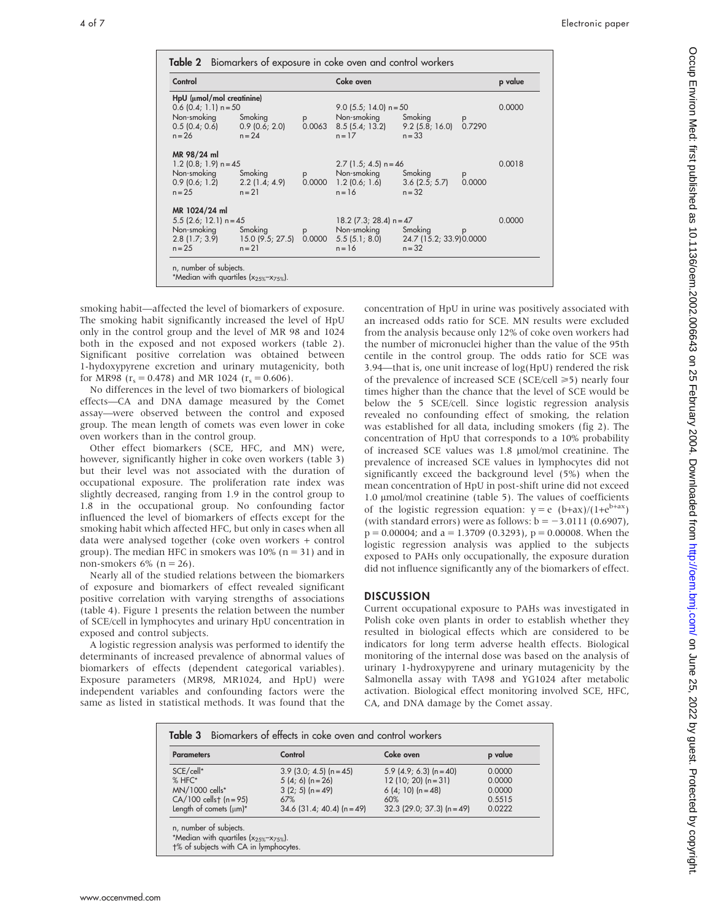**Table 2** Biomarkers of exposure in coke oven and control workers

| Control | | | Coke oven | | | p value |
|---|---|---|---|---|---|---|
| **HpU (µmol/mol creatinine)** | | | | | | |
| 0.6 (0.4; 1.1) n = 50 | | | 9.0 (5.5; 14.0) n = 50 | | | 0.0000 |
| Non-smoking | Smoking | p | Non-smoking | Smoking | p | |
| 0.5 (0.4; 0.6) | 0.9 (0.6; 2.0) | 0.0063 | 8.5 (5.4; 13.2) | 9.2 (5.8; 16.0) | 0.7290 | |
| n = 26 | n = 24 | | n = 17 | n = 33 | | |
| **MR 98/24 ml** | | | | | | |
| 1.2 (0.8; 1.9) n = 45 | | | 2.7 (1.5; 4.5) n = 46 | | | 0.0018 |
| Non-smoking | Smoking | p | Non-smoking | Smoking | p | |
| 0.9 (0.6; 1.2) | 2.2 (1.4; 4.9) | 0.0000 | 1.2 (0.6; 1.6) | 3.6 (2.5; 5.7) | 0.0000 | |
| n = 25 | n = 21 | | n = 16 | n = 32 | | |
| **MR 1024/24 ml** | | | | | | |
| 5.5 (2.6; 12.1) n = 45 | | | 18.2 (7.3; 28.4) n = 47 | | | 0.0000 |
| Non-smoking | Smoking | p | Non-smoking | Smoking | p | |
| 2.8 (1.7; 3.9) | 15.0 (9.5; 27.5) | 0.0000 | 5.5 (5.1; 8.0) | 24.7 (15.2; 33.9) | 0.0000 | |
| n = 25 | n = 21 | | n = 16 | n = 32 | | |

n, number of subjects.
*Median with quartiles ($x_{25\%}$–$x_{75\%}$).

smoking habit—affected the level of biomarkers of exposure. The smoking habit significantly increased the level of HpU only in the control group and the level of MR 98 and 1024 both in the exposed and not exposed workers (table 2). Significant positive correlation was obtained between 1-hydoxypyrene excretion and urinary mutagenicity, both for MR98 ($r_s = 0.478$) and MR 1024 ($r_s = 0.606$).

No differences in the level of two biomarkers of biological effects—CA and DNA damage measured by the Comet assay—were observed between the control and exposed group. The mean length of comets was even lower in coke oven workers than in the control group.

Other effect biomarkers (SCE, HFC, and MN) were, however, significantly higher in coke oven workers (table 3) but their level was not associated with the duration of occupational exposure. The proliferation rate index was slightly decreased, ranging from 1.9 in the control group to 1.8 in the occupational group. No confounding factor influenced the level of biomarkers of effects except for the smoking habit which affected HFC, but only in cases when all data were analysed together (coke oven workers + control group). The median HFC in smokers was 10% (n = 31) and in non-smokers 6% (n = 26).

Nearly all of the studied relations between the biomarkers of exposure and biomarkers of effect revealed significant positive correlation with varying strengths of associations (table 4). Figure 1 presents the relation between the number of SCE/cell in lymphocytes and urinary HpU concentration in exposed and control subjects.

A logistic regression analysis was performed to identify the determinants of increased prevalence of abnormal values of biomarkers of effects (dependent categorical variables). Exposure parameters (MR98, MR1024, and HpU) were independent variables and confounding factors were the same as listed in statistical methods. It was found that the concentration of HpU in urine was positively associated with an increased odds ratio for SCE. MN results were excluded from the analysis because only 12% of coke oven workers had the number of micronuclei higher than the value of the 95th centile in the control group. The odds ratio for SCE was 3.94—that is, one unit increase of log(HpU) rendered the risk of the prevalence of increased SCE (SCE/cell ≥5) nearly four times higher than the chance that the level of SCE would be below the 5 SCE/cell. Since logistic regression analysis revealed no confounding effect of smoking, the relation was established for all data, including smokers (fig 2). The concentration of HpU that corresponds to a 10% probability of increased SCE values was 1.8 µmol/mol creatinine. The prevalence of increased SCE values in lymphocytes did not significantly exceed the background level (5%) when the mean concentration of HpU in post-shift urine did not exceed 1.0 µmol/mol creatinine (table 5). The values of coefficients of the logistic regression equation: $y = e^{(b+ax)}/(1+e^{b+ax})$ (with standard errors) were as follows: $b = -3.0111$ (0.6907), $p = 0.00004$; and $a = 1.3709$ (0.3293), $p = 0.00008$. When the logistic regression analysis was applied to the subjects exposed to PAHs only occupationally, the exposure duration did not influence significantly any of the biomarkers of effect.

## DISCUSSION

Current occupational exposure to PAHs was investigated in Polish coke oven plants in order to establish whether they resulted in biological effects which are considered to be indicators for long term adverse health effects. Biological monitoring of the internal dose was based on the analysis of urinary 1-hydroxypyrene and urinary mutagenicity by the Salmonella assay with TA98 and YG1024 after metabolic activation. Biological effect monitoring involved SCE, HFC, CA, and DNA damage by the Comet assay.

**Table 3** Biomarkers of effects in coke oven and control workers

| Parameters | Control | Coke oven | p value |
|---|---|---|---|
| SCE/cell* | 3.9 (3.0; 4.5) (n = 45) | 5.9 (4.9; 6.3) (n = 40) | 0.0000 |
| % HFC* | 5 (4; 6) (n = 26) | 12 (10; 20) (n = 31) | 0.0000 |
| MN/1000 cells* | 3 (2; 5) (n = 49) | 6 (4; 10) (n = 48) | 0.0000 |
| CA/100 cells† (n = 95) | 67% | 60% | 0.5515 |
| Length of comets (µm)* | 34.6 (31.4; 40.4) (n = 49) | 32.3 (29.0; 37.3) (n = 49) | 0.0222 |

n, number of subjects.
*Median with quartiles ($x_{25\%}$–$x_{75\%}$).
†% of subjects with CA in lymphocytes.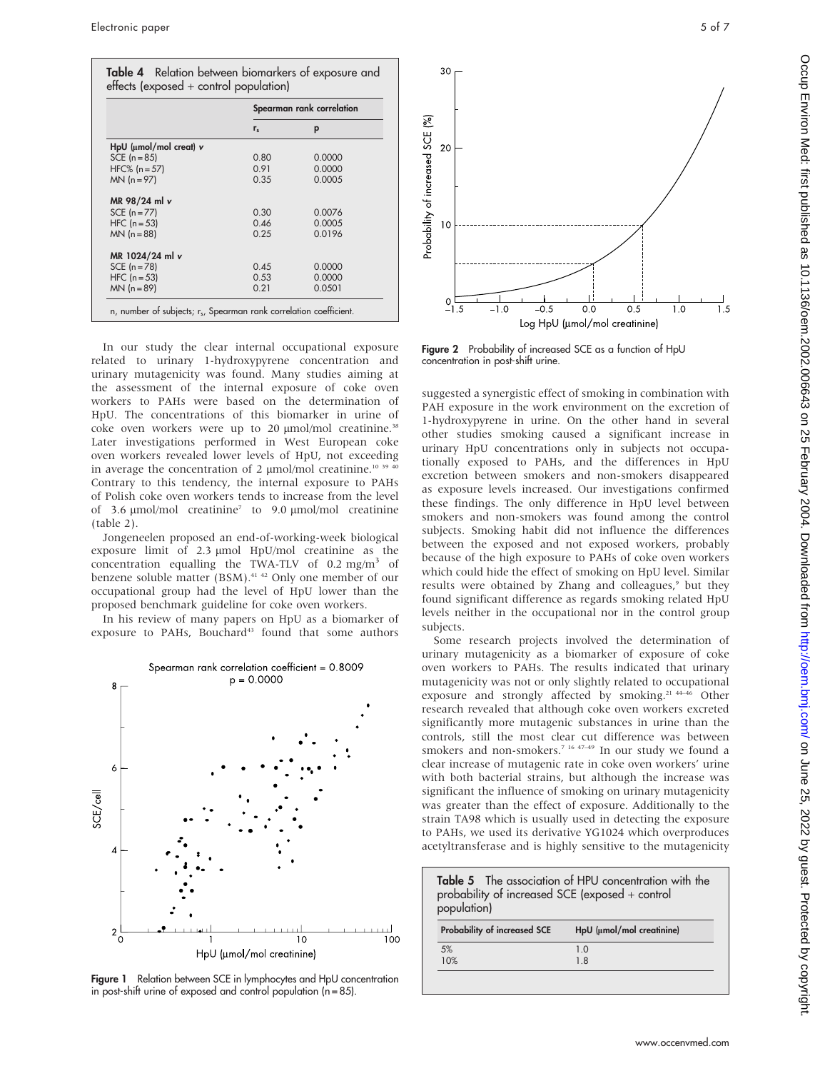**Table 4** Relation between biomarkers of exposure and effects (exposed + control population)

| | Spearman rank correlation | |
|---|---|---|
| | $r_s$ | p |
| **HpU (µmol/mol creat) v** | | |
| SCE (n = 85) | 0.80 | 0.0000 |
| HFC% (n = 57) | 0.91 | 0.0000 |
| MN (n = 97) | 0.35 | 0.0005 |
| **MR 98/24 ml v** | | |
| SCE (n = 77) | 0.30 | 0.0076 |
| HFC (n = 53) | 0.46 | 0.0005 |
| MN (n = 88) | 0.25 | 0.0196 |
| **MR 1024/24 ml v** | | |
| SCE (n = 78) | 0.45 | 0.0000 |
| HFC (n = 53) | 0.53 | 0.0000 |
| MN (n = 89) | 0.21 | 0.0501 |

n, number of subjects; $r_s$, Spearman rank correlation coefficient.

In our study the clear internal occupational exposure related to urinary 1-hydroxypyrene concentration and urinary mutagenicity was found. Many studies aiming at the assessment of the internal exposure of coke oven workers to PAHs were based on the determination of HpU. The concentrations of this biomarker in urine of coke oven workers were up to 20 µmol/mol creatinine.[38] Later investigations performed in West European coke oven workers revealed lower levels of HpU, not exceeding in average the concentration of 2 µmol/mol creatinine.[10 39 40] Contrary to this tendency, the internal exposure to PAHs of Polish coke oven workers tends to increase from the level of 3.6 µmol/mol creatinine[7] to 9.0 µmol/mol creatinine (table 2).

Jongeneelen proposed an end-of-working-week biological exposure limit of 2.3 µmol HpU/mol creatinine as the concentration equalling the TWA-TLV of 0.2 mg/m$^3$ of benzene soluble matter (BSM).[41 42] Only one member of our occupational group had the level of HpU lower than the proposed benchmark guideline for coke oven workers.

In his review of many papers on HpU as a biomarker of exposure to PAHs, Bouchard[43] found that some authors suggested a synergistic effect of smoking in combination with PAH exposure in the work environment on the excretion of 1-hydroxypyrene in urine. On the other hand in several other studies smoking caused a significant increase in urinary HpU concentrations only in subjects not occupationally exposed to PAHs, and the differences in HpU excretion between smokers and non-smokers disappeared as exposure levels increased. Our investigations confirmed these findings. The only difference in HpU level between smokers and non-smokers was found among the control subjects. Smoking habit did not influence the differences between the exposed and not exposed workers, probably because of the high exposure to PAHs of coke oven workers which could hide the effect of smoking on HpU level. Similar results were obtained by Zhang and colleagues,[9] but they found significant difference as regards smoking related HpU levels neither in the occupational nor in the control group subjects.

Some research projects involved the determination of urinary mutagenicity as a biomarker of exposure of coke oven workers to PAHs. The results indicated that urinary mutagenicity was not or only slightly related to occupational exposure and strongly affected by smoking.[21 44–46] Other research revealed that although coke oven workers excreted significantly more mutagenic substances in urine than the controls, still the most clear cut difference was between smokers and non-smokers.[7 16 47–49] In our study we found a clear increase of mutagenic rate in coke oven workers' urine with both bacterial strains, but although the increase was significant the influence of smoking on urinary mutagenicity was greater than the effect of exposure. Additionally to the strain TA98 which is usually used in detecting the exposure to PAHs, we used its derivative YG1024 which overproduces acetyltransferase and is highly sensitive to the mutagenicity

**Figure 1** Relation between SCE in lymphocytes and HpU concentration in post-shift urine of exposed and control population (n = 85).

**Figure 2** Probability of increased SCE as a function of HpU concentration in post-shift urine.

**Table 5** The association of HPU concentration with the probability of increased SCE (exposed + control population)

| Probability of increased SCE | HpU (µmol/mol creatinine) |
|---|---|
| 5% | 1.0 |
| 10% | 1.8 |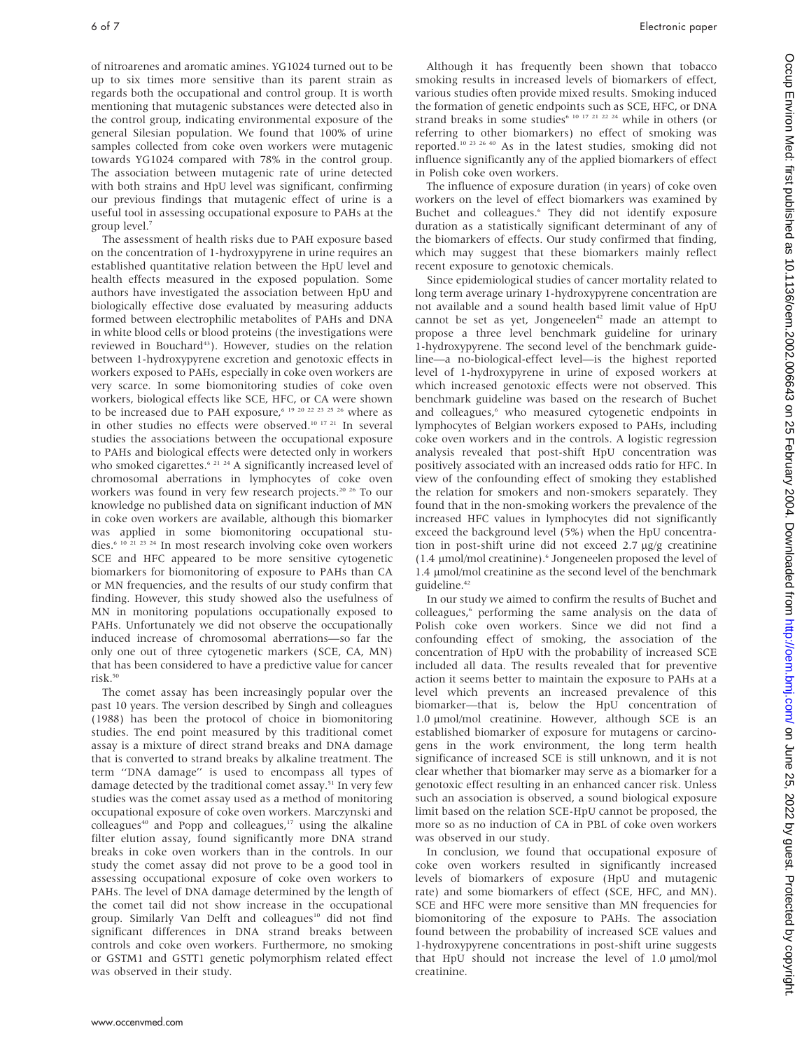of nitroarenes and aromatic amines. YG1024 turned out to be up to six times more sensitive than its parent strain as regards both the occupational and control group. It is worth mentioning that mutagenic substances were detected also in the control group, indicating environmental exposure of the general Silesian population. We found that 100% of urine samples collected from coke oven workers were mutagenic towards YG1024 compared with 78% in the control group. The association between mutagenic rate of urine detected with both strains and HpU level was significant, confirming our previous findings that mutagenic effect of urine is a useful tool in assessing occupational exposure to PAHs at the group level.[7]

The assessment of health risks due to PAH exposure based on the concentration of 1-hydroxypyrene in urine requires an established quantitative relation between the HpU level and health effects measured in the exposed population. Some authors have investigated the association between HpU and biologically effective dose evaluated by measuring adducts formed between electrophilic metabolites of PAHs and DNA in white blood cells or blood proteins (the investigations were reviewed in Bouchard[43]). However, studies on the relation between 1-hydroxypyrene excretion and genotoxic effects in workers exposed to PAHs, especially in coke oven workers are very scarce. In some biomonitoring studies of coke oven workers, biological effects like SCE, HFC, or CA were shown to be increased due to PAH exposure,[6 19 20 22 23 25 26] where as in other studies no effects were observed.[10 17 21] In several studies the associations between the occupational exposure to PAHs and biological effects were detected only in workers who smoked cigarettes.[6 21 24] A significantly increased level of chromosomal aberrations in lymphocytes of coke oven workers was found in very few research projects.[20 26] To our knowledge no published data on significant induction of MN in coke oven workers are available, although this biomarker was applied in some biomonitoring occupational studies.[6 10 21 23 24] In most research involving coke oven workers SCE and HFC appeared to be more sensitive cytogenetic biomarkers for biomonitoring of exposure to PAHs than CA or MN frequencies, and the results of our study confirm that finding. However, this study showed also the usefulness of MN in monitoring populations occupationally exposed to PAHs. Unfortunately we did not observe the occupationally induced increase of chromosomal aberrations—so far the only one out of three cytogenetic markers (SCE, CA, MN) that has been considered to have a predictive value for cancer risk.[50]

The comet assay has been increasingly popular over the past 10 years. The version described by Singh and colleagues (1988) has been the protocol of choice in biomonitoring studies. The end point measured by this traditional comet assay is a mixture of direct strand breaks and DNA damage that is converted to strand breaks by alkaline treatment. The term "DNA damage" is used to encompass all types of damage detected by the traditional comet assay.[51] In very few studies was the comet assay used as a method of monitoring occupational exposure of coke oven workers. Marczynski and colleagues[40] and Popp and colleagues,[17] using the alkaline filter elution assay, found significantly more DNA strand breaks in coke oven workers than in the controls. In our study the comet assay did not prove to be a good tool in assessing occupational exposure of coke oven workers to PAHs. The level of DNA damage determined by the length of the comet tail did not show increase in the occupational group. Similarly Van Delft and colleagues[10] did not find significant differences in DNA strand breaks between controls and coke oven workers. Furthermore, no smoking or GSTM1 and GSTT1 genetic polymorphism related effect was observed in their study.

Although it has frequently been shown that tobacco smoking results in increased levels of biomarkers of effect, various studies often provide mixed results. Smoking induced the formation of genetic endpoints such as SCE, HFC, or DNA strand breaks in some studies[6 10 17 21 22 24] while in others (or referring to other biomarkers) no effect of smoking was reported.[10 23 26 40] As in the latest studies, smoking did not influence significantly any of the applied biomarkers of effect in Polish coke oven workers.

The influence of exposure duration (in years) of coke oven workers on the level of effect biomarkers was examined by Buchet and colleagues.[6] They did not identify exposure duration as a statistically significant determinant of any of the biomarkers of effects. Our study confirmed that finding, which may suggest that these biomarkers mainly reflect recent exposure to genotoxic chemicals.

Since epidemiological studies of cancer mortality related to long term average urinary 1-hydroxypyrene concentration are not available and a sound health based limit value of HpU cannot be set as yet, Jongeneelen[42] made an attempt to propose a three level benchmark guideline for urinary 1-hydroxypyrene. The second level of the benchmark guideline—a no-biological-effect level—is the highest reported level of 1-hydroxypyrene in urine of exposed workers at which increased genotoxic effects were not observed. This benchmark guideline was based on the research of Buchet and colleagues,[6] who measured cytogenetic endpoints in lymphocytes of Belgian workers exposed to PAHs, including coke oven workers and in the controls. A logistic regression analysis revealed that post-shift HpU concentration was positively associated with an increased odds ratio for HFC. In view of the confounding effect of smoking they established the relation for smokers and non-smokers separately. They found that in the non-smoking workers the prevalence of the increased HFC values in lymphocytes did not significantly exceed the background level (5%) when the HpU concentration in post-shift urine did not exceed 2.7 μg/g creatinine (1.4 μmol/mol creatinine).[6] Jongeneelen proposed the level of 1.4 μmol/mol creatinine as the second level of the benchmark guideline.[42]

In our study we aimed to confirm the results of Buchet and colleagues,[6] performing the same analysis on the data of Polish coke oven workers. Since we did not find a confounding effect of smoking, the association of the concentration of HpU with the probability of increased SCE included all data. The results revealed that for preventive action it seems better to maintain the exposure to PAHs at a level which prevents an increased prevalence of this biomarker—that is, below the HpU concentration of 1.0 μmol/mol creatinine. However, although SCE is an established biomarker of exposure for mutagens or carcinogens in the work environment, the long term health significance of increased SCE is still unknown, and it is not clear whether that biomarker may serve as a biomarker for a genotoxic effect resulting in an enhanced cancer risk. Unless such an association is observed, a sound biological exposure limit based on the relation SCE-HpU cannot be proposed, the more so as no induction of CA in PBL of coke oven workers was observed in our study.

In conclusion, we found that occupational exposure of coke oven workers resulted in significantly increased levels of biomarkers of exposure (HpU and mutagenic rate) and some biomarkers of effect (SCE, HFC, and MN). SCE and HFC were more sensitive than MN frequencies for biomonitoring of the exposure to PAHs. The association found between the probability of increased SCE values and 1-hydroxypyrene concentrations in post-shift urine suggests that HpU should not increase the level of 1.0 μmol/mol creatinine.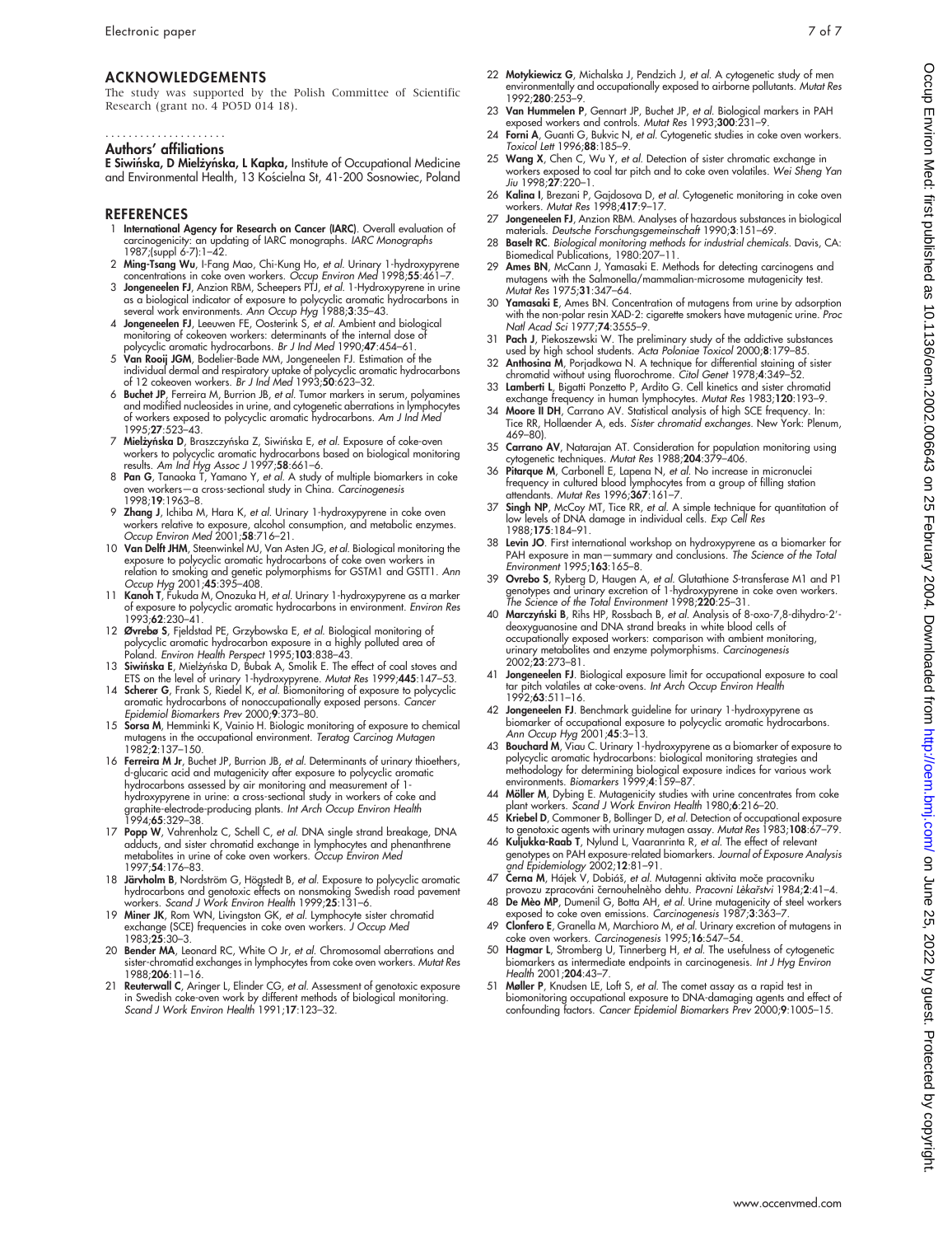## ACKNOWLEDGEMENTS

The study was supported by the Polish Committee of Scientific Research (grant no. 4 PO5D 014 18).

### Authors' affiliations

**E Siwińska, D Mielżyńska, L Kapka,** Institute of Occupational Medicine and Environmental Health, 13 Kościelna St, 41-200 Sosnowiec, Poland

## REFERENCES

1. **International Agency for Research on Cancer (IARC)**. Overall evaluation of carcinogenicity: an updating of IARC monographs. *IARC Monographs* 1987;(suppl 6-7):1–42.
2. **Ming-Tsang Wu**, I-Fang Mao, Chi-Kung Ho, *et al*. Urinary 1-hydroxypyrene concentrations in coke oven workers. *Occup Environ Med* 1998;**55**:461–7.
3. **Jongeneelen FJ**, Anzion RBM, Scheepers PTJ, *et al*. 1-Hydroxypyrene in urine as a biological indicator of exposure to polycyclic aromatic hydrocarbons in several work environments. *Ann Occup Hyg* 1988;**3**:35–43.
4. **Jongeneelen FJ**, Leeuwen FE, Oosterink S, *et al*. Ambient and biological monitoring of cokeoven workers: determinants of the internal dose of polycyclic aromatic hydrocarbons. *Br J Ind Med* 1990;**47**:454–61.
5. **Van Rooij JGM**, Bodelier-Bade MM, Jongeneelen FJ. Estimation of the individual dermal and respiratory uptake of polycyclic aromatic hydrocarbons of 12 cokeoven workers. *Br J Ind Med* 1993;**50**:623–32.
6. **Buchet JP**, Ferreira M, Burrion JB, *et al*. Tumor markers in serum, polyamines and modified nucleosides in urine, and cytogenetic aberrations in lymphocytes of workers exposed to polycyclic aromatic hydrocarbons. *Am J Ind Med* 1995;**27**:523–43.
7. **Mielżyńska D**, Braszczyńska Z, Siwińska E, *et al*. Exposure of coke-oven workers to polycyclic aromatic hydrocarbons based on biological monitoring results. *Am Ind Hyg Assoc J* 1997;**58**:661–6.
8. **Pan G**, Tanaoka T, Yamano Y, *et al*. A study of multiple biomarkers in coke oven workers—a cross-sectional study in China. *Carcinogenesis* 1998;**19**:1963–8.
9. **Zhang J**, Ichiba M, Hara K, *et al*. Urinary 1-hydroxypyrene in coke oven workers relative to exposure, alcohol consumption, and metabolic enzymes. *Occup Environ Med* 2001;**58**:716–21.
10. **Van Delft JHM**, Steenwinkel MJ, Van Asten JG, *et al*. Biological monitoring the exposure to polycyclic aromatic hydrocarbons of coke oven workers in relation to smoking and genetic polymorphisms for GSTM1 and GSTT1. *Ann Occup Hyg* 2001;**45**:395–408.
11. **Kanoh T**, Fukuda M, Onozuka H, *et al*. Urinary 1-hydroxypyrene as a marker of exposure to polycyclic aromatic hydrocarbons in environment. *Environ Res* 1993;**62**:230–41.
12. **Øvrebø S**, Fjeldstad PE, Grzybowska E, *et al*. Biological monitoring of polycyclic aromatic hydrocarbon exposure in a highly polluted area of Poland. *Environ Health Perspect* 1995;**103**:838–43.
13. **Siwińska E**, Mielżyńska D, Bubak A, Smolik E. The effect of coal stoves and ETS on the level of urinary 1-hydroxypyrene. *Mutat Res* 1999;**445**:147–53.
14. **Scherer G**, Frank S, Riedel K, *et al*. Biomonitoring of exposure to polycyclic aromatic hydrocarbons of nonoccupationally exposed persons. *Cancer Epidemiol Biomarkers Prev* 2000;**9**:373–80.
15. **Sorsa M**, Hemminki K, Vainio H. Biologic monitoring of exposure to chemical mutagens in the occupational environment. *Teratog Carcinog Mutagen* 1982;**2**:137–150.
16. **Ferreira M Jr**, Buchet JP, Burrion JB, *et al*. Determinants of urinary thioethers, d-glucaric acid and mutagenicity after exposure to polycyclic aromatic hydrocarbons assessed by air monitoring and measurement of 1-hydroxypyrene in urine: a cross-sectional study in workers of coke and graphite-electrode-producing plants. *Int Arch Occup Environ Health* 1994;**65**:329–38.
17. **Popp W**, Vahrenholz C, Schell C, *et al*. DNA single strand breakage, DNA adducts, and sister chromatid exchange in lymphocytes and phenanthrene metabolites in urine of coke oven workers. *Occup Environ Med* 1997;**54**:176–83.
18. **Järvholm B**, Nordström G, Högstedt B, *et al*. Exposure to polycyclic aromatic hydrocarbons and genotoxic effects on nonsmoking Swedish road pavement workers. *Scand J Work Environ Health* 1999;**25**:131–6.
19. **Miner JK**, Rom WN, Livingston GK, *et al*. Lymphocyte sister chromatid exchange (SCE) frequencies in coke oven workers. *J Occup Med* 1983;**25**:30–3.
20. **Bender MA**, Leonard RC, White O Jr, *et al*. Chromosomal aberrations and sister-chromatid exchanges in lymphocytes from coke oven workers. *Mutat Res* 1988;**206**:11–16.
21. **Reuterwall C**, Aringer L, Elinder CG, *et al*. Assessment of genotoxic exposure in Swedish coke-oven work by different methods of biological monitoring. *Scand J Work Environ Health* 1991;**17**:123–32.
22. **Motykiewicz G**, Michalska J, Pendzich J, *et al*. A cytogenetic study of men environmentally and occupationally exposed to airborne pollutants. *Mutat Res* 1992;**280**:253–9.
23. **Van Hummelen P**, Gennart JP, Buchet JP, *et al*. Biological markers in PAH exposed workers and controls. *Mutat Res* 1993;**300**:231–9.
24. **Forni A**, Guanti G, Bukvic N, *et al*. Cytogenetic studies in coke oven workers. *Toxicol Lett* 1996;**88**:185–9.
25. **Wang X**, Chen C, Wu Y, *et al*. Detection of sister chromatic exchange in workers exposed to coal tar pitch and to coke oven volatiles. *Wei Sheng Yan Jiu* 1998;**27**:220–1.
26. **Kalina I**, Brezani P, Gajdosova D, *et al*. Cytogenetic monitoring in coke oven workers. *Mutat Res* 1998;**417**:9–17.
27. **Jongeneelen FJ**, Anzion RBM. Analyses of hazardous substances in biological materials. *Deutsche Forschungsgemeinschaft* 1990;**3**:151–69.
28. **Baselt RC**. *Biological monitoring methods for industrial chemicals*. Davis, CA: Biomedical Publications, 1980:207–11.
29. **Ames BN**, McCann J, Yamasaki E. Methods for detecting carcinogens and mutagens with the Salmonella/mammalian-microsome mutagenicity test. *Mutat Res* 1975;**31**:347–64.
30. **Yamasaki E**, Ames BN. Concentration of mutagens from urine by adsorption with the non-polar resin XAD-2: cigarette smokers have mutagenic urine. *Proc Natl Acad Sci* 1977;**74**:3555–9.
31. **Pach J**, Piekoszewski W. The preliminary study of the addictive substances used by high school students. *Acta Poloniae Toxicol* 2000;**8**:179–85.
32. **Anthosina M**, Porjadkowa N. A technique for differential staining of sister chromatid without using fluorochrome. *Citol Genet* 1978;**4**:349–52.
33. **Lamberti L**, Bigatti Ponzetto P, Ardito G. Cell kinetics and sister chromatid exchange frequency in human lymphocytes. *Mutat Res* 1983;**120**:193–9.
34. **Moore II DH**, Carrano AV. Statistical analysis of high SCE frequency. In: Tice RR, Hollaender A, eds. *Sister chromatid exchanges*. New York: Plenum, 469–80).
35. **Carrano AV**, Natarajan AT. Consideration for population monitoring using cytogenetic techniques. *Mutat Res* 1988;**204**:379–406.
36. **Pitarque M**, Carbonell E, Lapena N, *et al*. No increase in micronuclei frequency in cultured blood lymphocytes from a group of filling station attendants. *Mutat Res* 1996;**367**:161–7.
37. **Singh NP**, McCoy MT, Tice RR, *et al*. A simple technique for quantitation of low levels of DNA damage in individual cells. *Exp Cell Res* 1988;**175**:184–91.
38. **Levin JO**. First international workshop on hydroxypyrene as a biomarker for PAH exposure in man—summary and conclusions. *The Science of the Total Environment* 1995;**163**:165–8.
39. **Ovrebo S**, Ryberg D, Haugen A, *et al*. Glutathione *S*-transferase M1 and P1 genotypes and urinary excretion of 1-hydroxypyrene in coke oven workers. *The Science of the Total Environment* 1998;**220**:25–31.
40. **Marczyński B**, Rihs HP, Rossbach B, *et al*. Analysis of 8-oxo-7,8-dihydro-2′-deoxyguanosine and DNA strand breaks in white blood cells of occupationally exposed workers: comparison with ambient monitoring, urinary metabolites and enzyme polymorphisms. *Carcinogenesis* 2002;**23**:273–81.
41. **Jongeneelen FJ**. Biological exposure limit for occupational exposure to coal tar pitch volatiles at coke-ovens. *Int Arch Occup Environ Health* 1992;**63**:511–16.
42. **Jongeneelen FJ**. Benchmark guideline for urinary 1-hydroxypyrene as biomarker of occupational exposure to polycyclic aromatic hydrocarbons. *Ann Occup Hyg* 2001;**45**:3–13.
43. **Bouchard M**, Viau C. Urinary 1-hydroxypyrene as a biomarker of exposure to polycyclic aromatic hydrocarbons: biological monitoring strategies and methodology for determining biological exposure indices for various work environments. *Biomarkers* 1999;**4**:159–87.
44. **Möller M**, Dybing E. Mutagenicity studies with urine concentrates from coke plant workers. *Scand J Work Environ Health* 1980;**6**:216–20.
45. **Kriebel D**, Commoner B, Bollinger D, *et al*. Detection of occupational exposure to genotoxic agents with urinary mutagen assay. *Mutat Res* 1983;**108**:67–79.
46. **Kuljukka-Raab T**, Nylund L, Vaaranrinta R, *et al*. The effect of relevant genotypes on PAH exposure-related biomarkers. *Journal of Exposure Analysis and Epidemiology* 2002;**12**:81–91.
47. **Černa M**, Hájek V, Dobiáš, *et al*. Mutagenni aktivita moče pracovniku provozu zpracováni černouhelného dehtu. *Pracovni Lėkařstvi* 1984;**2**:41–4.
48. **De Mèo MP**, Dumenil G, Botta AH, *et al*. Urine mutagenicity of steel workers exposed to coke oven emissions. *Carcinogenesis* 1987;**3**:363–7.
49. **Clonfero E**, Granella M, Marchioro M, *et al*. Urinary excretion of mutagens in coke oven workers. *Carcinogenesis* 1995;**16**:547–54.
50. **Hagmar L**, Stromberg U, Tinnerberg H, *et al*. The usefulness of cytogenetic biomarkers as intermediate endpoints in carcinogenesis. *Int J Hyg Environ Health* 2001;**204**:43–7.
51. **Møller P**, Knudsen LE, Loft S, *et al*. The comet assay as a rapid test in biomonitoring occupational exposure to DNA-damaging agents and effect of confounding factors. *Cancer Epidemiol Biomarkers Prev* 2000;**9**:1005–15.